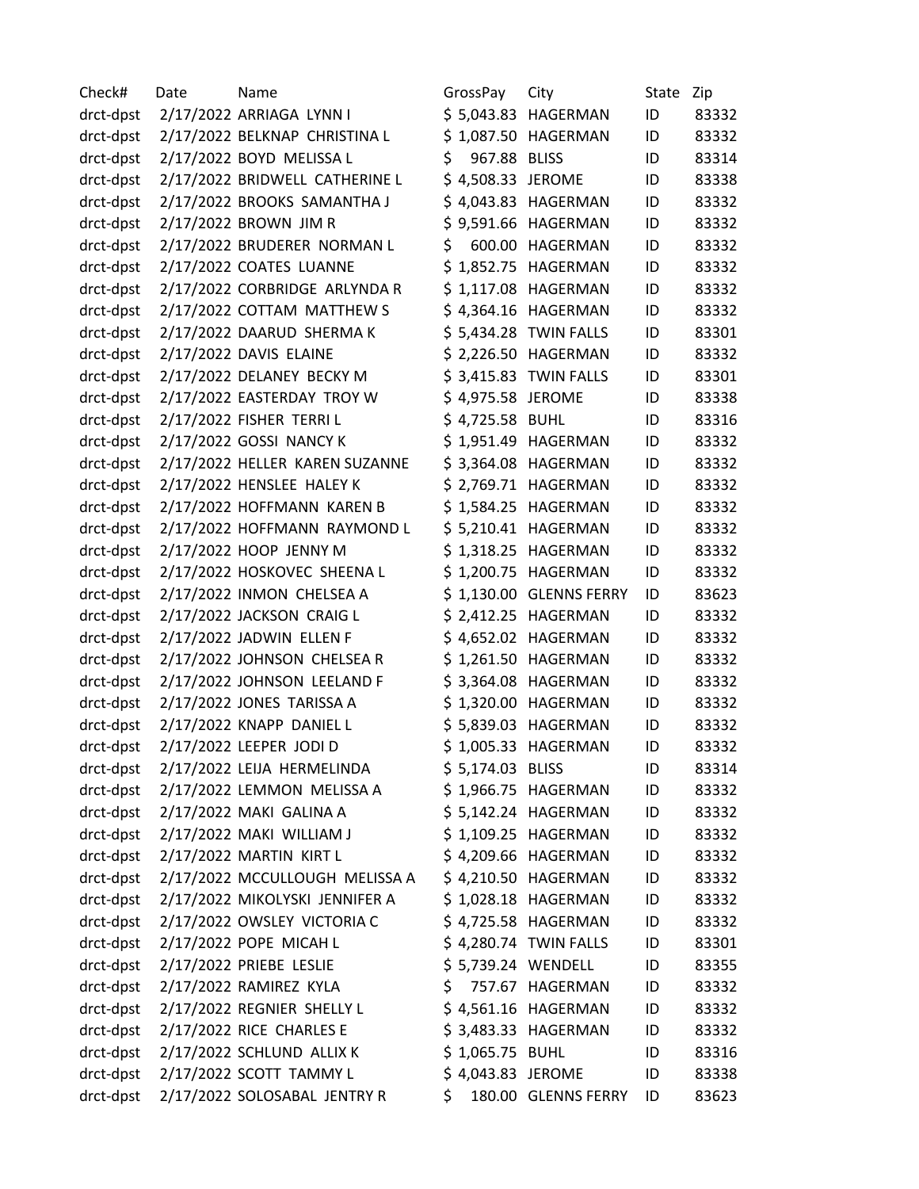| Check# | Date | Name | GrossPay | City | State | Zip |
|---|---|---|---|---|---|---|
| drct-dpst | 2/17/2022 | ARRIAGA LYNN I | $ 5,043.83 | HAGERMAN | ID | 83332 |
| drct-dpst | 2/17/2022 | BELKNAP CHRISTINA L | $ 1,087.50 | HAGERMAN | ID | 83332 |
| drct-dpst | 2/17/2022 | BOYD MELISSA L | $ 967.88 | BLISS | ID | 83314 |
| drct-dpst | 2/17/2022 | BRIDWELL CATHERINE L | $ 4,508.33 | JEROME | ID | 83338 |
| drct-dpst | 2/17/2022 | BROOKS SAMANTHA J | $ 4,043.83 | HAGERMAN | ID | 83332 |
| drct-dpst | 2/17/2022 | BROWN JIM R | $ 9,591.66 | HAGERMAN | ID | 83332 |
| drct-dpst | 2/17/2022 | BRUDERER NORMAN L | $ 600.00 | HAGERMAN | ID | 83332 |
| drct-dpst | 2/17/2022 | COATES LUANNE | $ 1,852.75 | HAGERMAN | ID | 83332 |
| drct-dpst | 2/17/2022 | CORBRIDGE ARLYNDA R | $ 1,117.08 | HAGERMAN | ID | 83332 |
| drct-dpst | 2/17/2022 | COTTAM MATTHEW S | $ 4,364.16 | HAGERMAN | ID | 83332 |
| drct-dpst | 2/17/2022 | DAARUD SHERMA K | $ 5,434.28 | TWIN FALLS | ID | 83301 |
| drct-dpst | 2/17/2022 | DAVIS ELAINE | $ 2,226.50 | HAGERMAN | ID | 83332 |
| drct-dpst | 2/17/2022 | DELANEY BECKY M | $ 3,415.83 | TWIN FALLS | ID | 83301 |
| drct-dpst | 2/17/2022 | EASTERDAY TROY W | $ 4,975.58 | JEROME | ID | 83338 |
| drct-dpst | 2/17/2022 | FISHER TERRI L | $ 4,725.58 | BUHL | ID | 83316 |
| drct-dpst | 2/17/2022 | GOSSI NANCY K | $ 1,951.49 | HAGERMAN | ID | 83332 |
| drct-dpst | 2/17/2022 | HELLER KAREN SUZANNE | $ 3,364.08 | HAGERMAN | ID | 83332 |
| drct-dpst | 2/17/2022 | HENSLEE HALEY K | $ 2,769.71 | HAGERMAN | ID | 83332 |
| drct-dpst | 2/17/2022 | HOFFMANN KAREN B | $ 1,584.25 | HAGERMAN | ID | 83332 |
| drct-dpst | 2/17/2022 | HOFFMANN RAYMOND L | $ 5,210.41 | HAGERMAN | ID | 83332 |
| drct-dpst | 2/17/2022 | HOOP JENNY M | $ 1,318.25 | HAGERMAN | ID | 83332 |
| drct-dpst | 2/17/2022 | HOSKOVEC SHEENA L | $ 1,200.75 | HAGERMAN | ID | 83332 |
| drct-dpst | 2/17/2022 | INMON CHELSEA A | $ 1,130.00 | GLENNS FERRY | ID | 83623 |
| drct-dpst | 2/17/2022 | JACKSON CRAIG L | $ 2,412.25 | HAGERMAN | ID | 83332 |
| drct-dpst | 2/17/2022 | JADWIN ELLEN F | $ 4,652.02 | HAGERMAN | ID | 83332 |
| drct-dpst | 2/17/2022 | JOHNSON CHELSEA R | $ 1,261.50 | HAGERMAN | ID | 83332 |
| drct-dpst | 2/17/2022 | JOHNSON LEELAND F | $ 3,364.08 | HAGERMAN | ID | 83332 |
| drct-dpst | 2/17/2022 | JONES TARISSA A | $ 1,320.00 | HAGERMAN | ID | 83332 |
| drct-dpst | 2/17/2022 | KNAPP DANIEL L | $ 5,839.03 | HAGERMAN | ID | 83332 |
| drct-dpst | 2/17/2022 | LEEPER JODI D | $ 1,005.33 | HAGERMAN | ID | 83332 |
| drct-dpst | 2/17/2022 | LEIJA HERMELINDA | $ 5,174.03 | BLISS | ID | 83314 |
| drct-dpst | 2/17/2022 | LEMMON MELISSA A | $ 1,966.75 | HAGERMAN | ID | 83332 |
| drct-dpst | 2/17/2022 | MAKI GALINA A | $ 5,142.24 | HAGERMAN | ID | 83332 |
| drct-dpst | 2/17/2022 | MAKI WILLIAM J | $ 1,109.25 | HAGERMAN | ID | 83332 |
| drct-dpst | 2/17/2022 | MARTIN KIRT L | $ 4,209.66 | HAGERMAN | ID | 83332 |
| drct-dpst | 2/17/2022 | MCCULLOUGH MELISSA A | $ 4,210.50 | HAGERMAN | ID | 83332 |
| drct-dpst | 2/17/2022 | MIKOLYSKI JENNIFER A | $ 1,028.18 | HAGERMAN | ID | 83332 |
| drct-dpst | 2/17/2022 | OWSLEY VICTORIA C | $ 4,725.58 | HAGERMAN | ID | 83332 |
| drct-dpst | 2/17/2022 | POPE MICAH L | $ 4,280.74 | TWIN FALLS | ID | 83301 |
| drct-dpst | 2/17/2022 | PRIEBE LESLIE | $ 5,739.24 | WENDELL | ID | 83355 |
| drct-dpst | 2/17/2022 | RAMIREZ KYLA | $ 757.67 | HAGERMAN | ID | 83332 |
| drct-dpst | 2/17/2022 | REGNIER SHELLY L | $ 4,561.16 | HAGERMAN | ID | 83332 |
| drct-dpst | 2/17/2022 | RICE CHARLES E | $ 3,483.33 | HAGERMAN | ID | 83332 |
| drct-dpst | 2/17/2022 | SCHLUND ALLIX K | $ 1,065.75 | BUHL | ID | 83316 |
| drct-dpst | 2/17/2022 | SCOTT TAMMY L | $ 4,043.83 | JEROME | ID | 83338 |
| drct-dpst | 2/17/2022 | SOLOSABAL JENTRY R | $ 180.00 | GLENNS FERRY | ID | 83623 |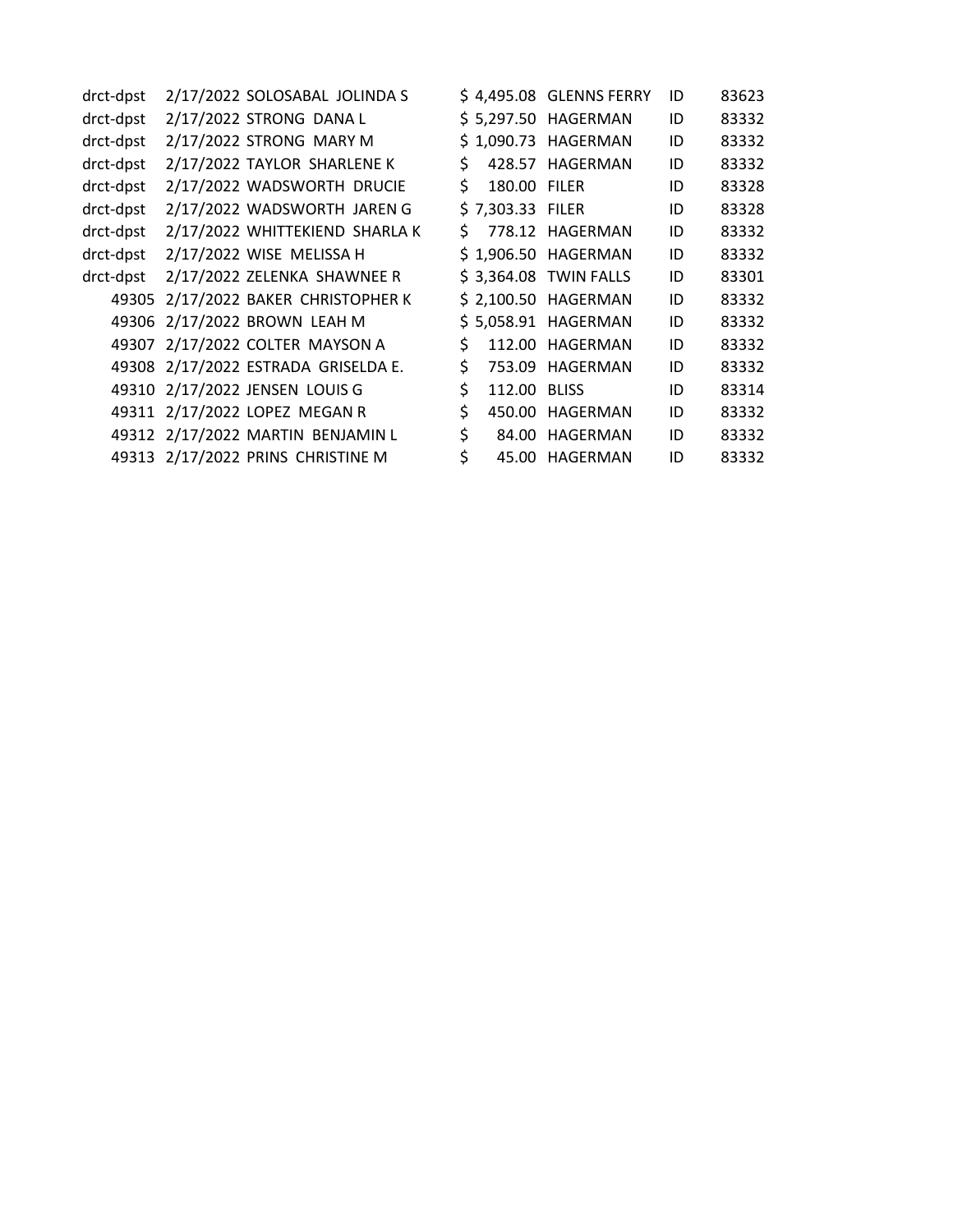| | | | | | | |
|---|---|---|---|---|---|---|
| drct-dpst | 2/17/2022 | SOLOSABAL JOLINDA S | $ 4,495.08 | GLENNS FERRY | ID | 83623 |
| drct-dpst | 2/17/2022 | STRONG DANA L | $ 5,297.50 | HAGERMAN | ID | 83332 |
| drct-dpst | 2/17/2022 | STRONG MARY M | $ 1,090.73 | HAGERMAN | ID | 83332 |
| drct-dpst | 2/17/2022 | TAYLOR SHARLENE K | $ 428.57 | HAGERMAN | ID | 83332 |
| drct-dpst | 2/17/2022 | WADSWORTH DRUCIE | $ 180.00 | FILER | ID | 83328 |
| drct-dpst | 2/17/2022 | WADSWORTH JAREN G | $ 7,303.33 | FILER | ID | 83328 |
| drct-dpst | 2/17/2022 | WHITTEKIEND SHARLA K | $ 778.12 | HAGERMAN | ID | 83332 |
| drct-dpst | 2/17/2022 | WISE MELISSA H | $ 1,906.50 | HAGERMAN | ID | 83332 |
| drct-dpst | 2/17/2022 | ZELENKA SHAWNEE R | $ 3,364.08 | TWIN FALLS | ID | 83301 |
| 49305 | 2/17/2022 | BAKER CHRISTOPHER K | $ 2,100.50 | HAGERMAN | ID | 83332 |
| 49306 | 2/17/2022 | BROWN LEAH M | $ 5,058.91 | HAGERMAN | ID | 83332 |
| 49307 | 2/17/2022 | COLTER MAYSON A | $ 112.00 | HAGERMAN | ID | 83332 |
| 49308 | 2/17/2022 | ESTRADA GRISELDA E. | $ 753.09 | HAGERMAN | ID | 83332 |
| 49310 | 2/17/2022 | JENSEN LOUIS G | $ 112.00 | BLISS | ID | 83314 |
| 49311 | 2/17/2022 | LOPEZ MEGAN R | $ 450.00 | HAGERMAN | ID | 83332 |
| 49312 | 2/17/2022 | MARTIN BENJAMIN L | $ 84.00 | HAGERMAN | ID | 83332 |
| 49313 | 2/17/2022 | PRINS CHRISTINE M | $ 45.00 | HAGERMAN | ID | 83332 |